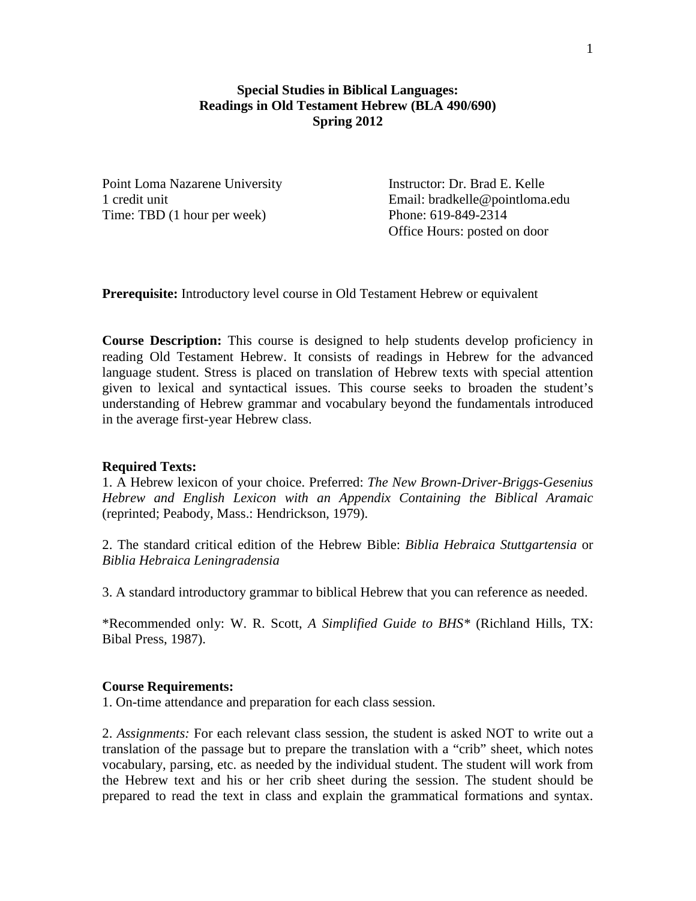**Special Studies in Biblical Languages:**
**Readings in Old Testament Hebrew (BLA 490/690)**
**Spring 2012**

Point Loma Nazarene University
1 credit unit
Time: TBD (1 hour per week)

Instructor: Dr. Brad E. Kelle
Email: bradkelle@pointloma.edu
Phone: 619-849-2314
Office Hours: posted on door

**Prerequisite:** Introductory level course in Old Testament Hebrew or equivalent

**Course Description:** This course is designed to help students develop proficiency in reading Old Testament Hebrew. It consists of readings in Hebrew for the advanced language student. Stress is placed on translation of Hebrew texts with special attention given to lexical and syntactical issues. This course seeks to broaden the student's understanding of Hebrew grammar and vocabulary beyond the fundamentals introduced in the average first-year Hebrew class.

**Required Texts:**

1. A Hebrew lexicon of your choice. Preferred: *The New Brown-Driver-Briggs-Gesenius Hebrew and English Lexicon with an Appendix Containing the Biblical Aramaic* (reprinted; Peabody, Mass.: Hendrickson, 1979).

2. The standard critical edition of the Hebrew Bible: *Biblia Hebraica Stuttgartensia* or *Biblia Hebraica Leningradensia*

3. A standard introductory grammar to biblical Hebrew that you can reference as needed.

*Recommended only: W. R. Scott, *A Simplified Guide to BHS** (Richland Hills, TX: Bibal Press, 1987).

**Course Requirements:**

1. On-time attendance and preparation for each class session.

2. *Assignments:* For each relevant class session, the student is asked NOT to write out a translation of the passage but to prepare the translation with a "crib" sheet, which notes vocabulary, parsing, etc. as needed by the individual student. The student will work from the Hebrew text and his or her crib sheet during the session. The student should be prepared to read the text in class and explain the grammatical formations and syntax.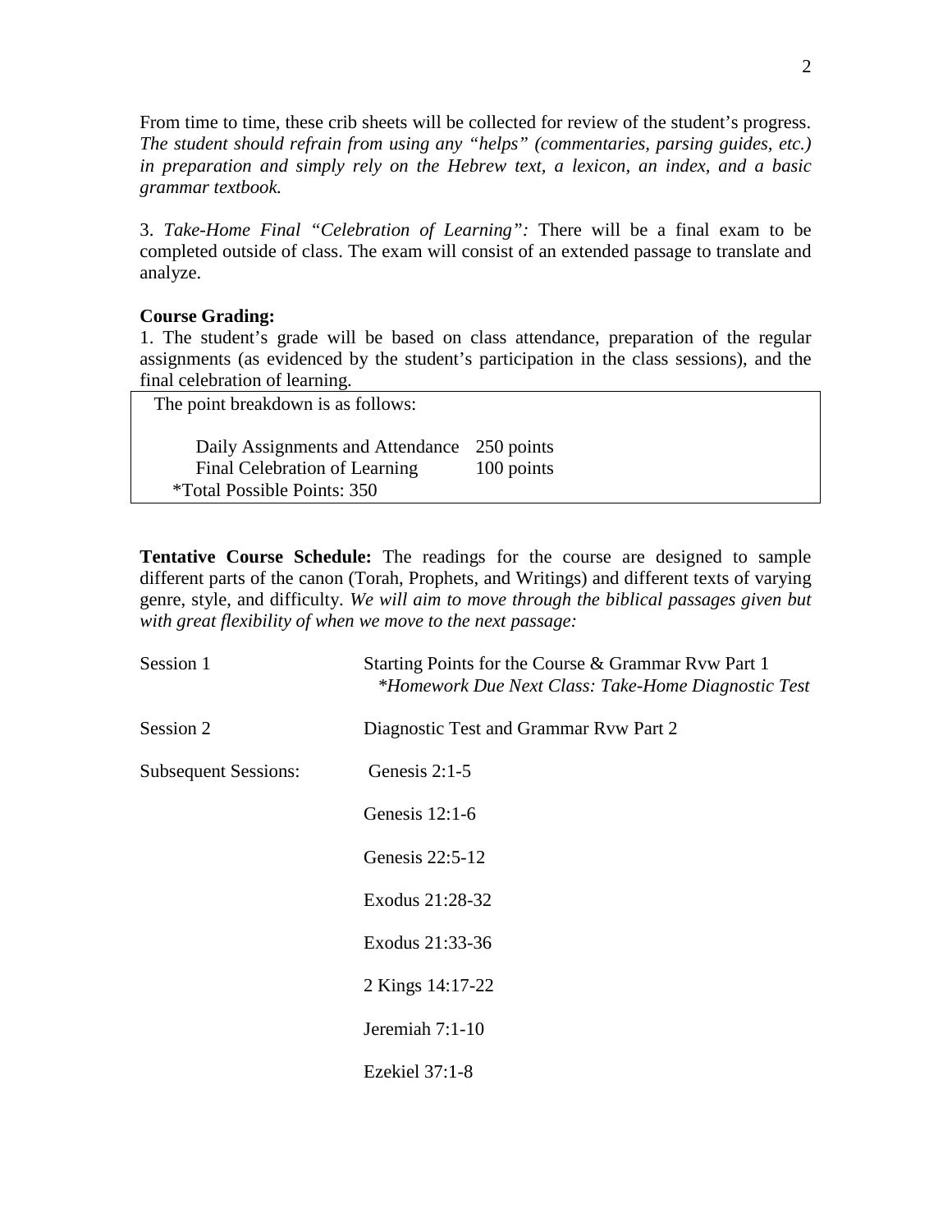From time to time, these crib sheets will be collected for review of the student's progress. *The student should refrain from using any "helps" (commentaries, parsing guides, etc.) in preparation and simply rely on the Hebrew text, a lexicon, an index, and a basic grammar textbook.*

3. *Take-Home Final "Celebration of Learning":* There will be a final exam to be completed outside of class. The exam will consist of an extended passage to translate and analyze.

**Course Grading:**

1. The student's grade will be based on class attendance, preparation of the regular assignments (as evidenced by the student's participation in the class sessions), and the final celebration of learning.

The point breakdown is as follows:

| | |
|---|---|
| Daily Assignments and Attendance | 250 points |
| Final Celebration of Learning | 100 points |
| *Total Possible Points: 350 | |

**Tentative Course Schedule:** The readings for the course are designed to sample different parts of the canon (Torah, Prophets, and Writings) and different texts of varying genre, style, and difficulty. *We will aim to move through the biblical passages given but with great flexibility of when we move to the next passage:*

| | |
|---|---|
| Session 1 | Starting Points for the Course & Grammar Rvw Part 1<br>*\*Homework Due Next Class: Take-Home Diagnostic Test* |
| Session 2 | Diagnostic Test and Grammar Rvw Part 2 |
| Subsequent Sessions: | Genesis 2:1-5 |
| | Genesis 12:1-6 |
| | Genesis 22:5-12 |
| | Exodus 21:28-32 |
| | Exodus 21:33-36 |
| | 2 Kings 14:17-22 |
| | Jeremiah 7:1-10 |
| | Ezekiel 37:1-8 |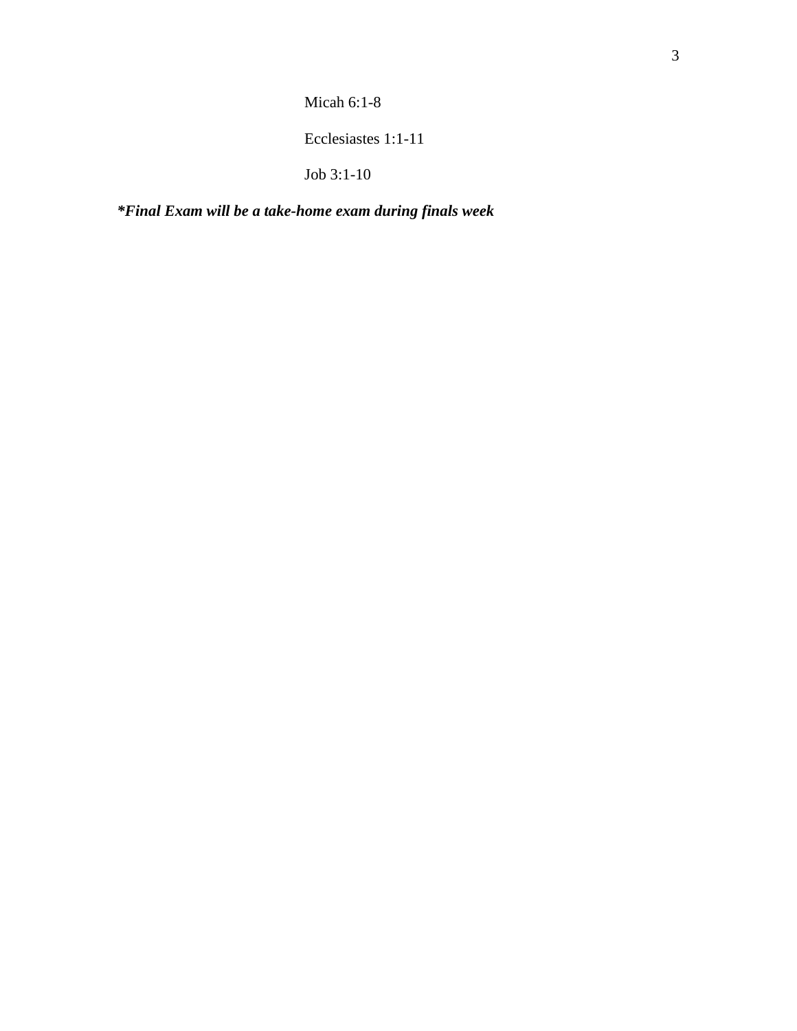Micah 6:1-8

Ecclesiastes 1:1-11

Job 3:1-10

***Final Exam will be a take-home exam during finals week**